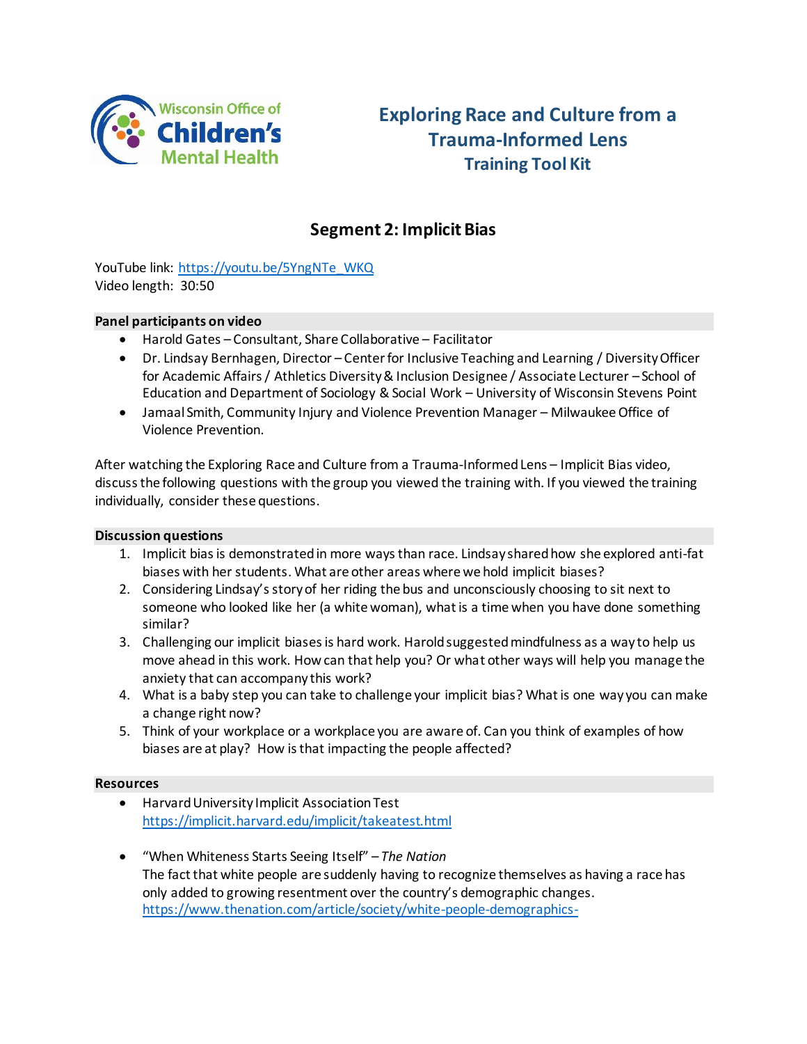Wisconsin Office of Children's Mental Health

# Exploring Race and Culture from a Trauma-Informed Lens
## Training Tool Kit

## Segment 2: Implicit Bias

YouTube link: https://youtu.be/5YngNTe_WKQ
Video length: 30:50

**Panel participants on video**

- Harold Gates – Consultant, Share Collaborative – Facilitator
- Dr. Lindsay Bernhagen, Director – Center for Inclusive Teaching and Learning / Diversity Officer for Academic Affairs / Athletics Diversity & Inclusion Designee / Associate Lecturer – School of Education and Department of Sociology & Social Work – University of Wisconsin Stevens Point
- Jamaal Smith, Community Injury and Violence Prevention Manager – Milwaukee Office of Violence Prevention.

After watching the Exploring Race and Culture from a Trauma-Informed Lens – Implicit Bias video, discuss the following questions with the group you viewed the training with. If you viewed the training individually, consider these questions.

**Discussion questions**

1. Implicit bias is demonstrated in more ways than race. Lindsay shared how she explored anti-fat biases with her students. What are other areas where we hold implicit biases?
2. Considering Lindsay's story of her riding the bus and unconsciously choosing to sit next to someone who looked like her (a white woman), what is a time when you have done something similar?
3. Challenging our implicit biases is hard work. Harold suggested mindfulness as a way to help us move ahead in this work. How can that help you? Or what other ways will help you manage the anxiety that can accompany this work?
4. What is a baby step you can take to challenge your implicit bias? What is one way you can make a change right now?
5. Think of your workplace or a workplace you are aware of. Can you think of examples of how biases are at play? How is that impacting the people affected?

**Resources**

- Harvard University Implicit Association Test
  https://implicit.harvard.edu/implicit/takeatest.html

- "When Whiteness Starts Seeing Itself" – *The Nation*
  The fact that white people are suddenly having to recognize themselves as having a race has only added to growing resentment over the country's demographic changes.
  https://www.thenation.com/article/society/white-people-demographics-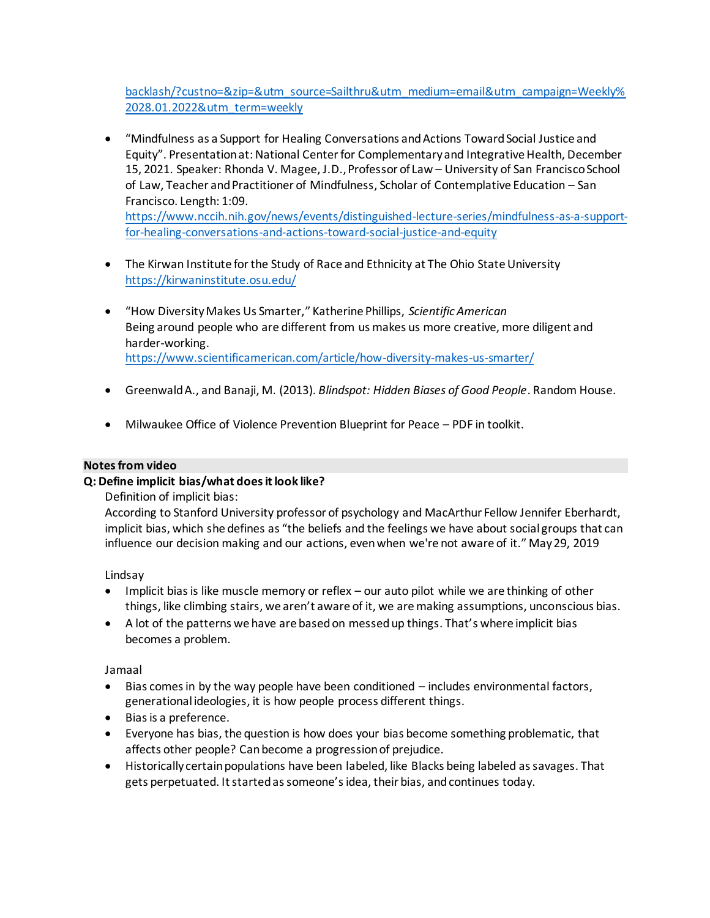[backlash/?custno=&zip=&utm_source=Sailthru&utm_medium=email&utm_campaign=Weekly%2028.01.2022&utm_term=weekly](backlash/?custno=&zip=&utm_source=Sailthru&utm_medium=email&utm_campaign=Weekly%2028.01.2022&utm_term=weekly)

- "Mindfulness as a Support for Healing Conversations and Actions Toward Social Justice and Equity". Presentation at: National Center for Complementary and Integrative Health, December 15, 2021. Speaker: Rhonda V. Magee, J.D., Professor of Law – University of San Francisco School of Law, Teacher and Practitioner of Mindfulness, Scholar of Contemplative Education – San Francisco. Length: 1:09.
  https://www.nccih.nih.gov/news/events/distinguished-lecture-series/mindfulness-as-a-support-for-healing-conversations-and-actions-toward-social-justice-and-equity

- The Kirwan Institute for the Study of Race and Ethnicity at The Ohio State University
  https://kirwaninstitute.osu.edu/

- "How Diversity Makes Us Smarter," Katherine Phillips, *Scientific American*
  Being around people who are different from us makes us more creative, more diligent and harder-working.
  https://www.scientificamerican.com/article/how-diversity-makes-us-smarter/

- Greenwald A., and Banaji, M. (2013). *Blindspot: Hidden Biases of Good People*. Random House.

- Milwaukee Office of Violence Prevention Blueprint for Peace – PDF in toolkit.

## Notes from video

**Q: Define implicit bias/what does it look like?**

Definition of implicit bias:

According to Stanford University professor of psychology and MacArthur Fellow Jennifer Eberhardt, implicit bias, which she defines as "the beliefs and the feelings we have about social groups that can influence our decision making and our actions, even when we're not aware of it." May 29, 2019

Lindsay

- Implicit bias is like muscle memory or reflex – our auto pilot while we are thinking of other things, like climbing stairs, we aren't aware of it, we are making assumptions, unconscious bias.
- A lot of the patterns we have are based on messed up things. That's where implicit bias becomes a problem.

Jamaal

- Bias comes in by the way people have been conditioned – includes environmental factors, generational ideologies, it is how people process different things.
- Bias is a preference.
- Everyone has bias, the question is how does your bias become something problematic, that affects other people? Can become a progression of prejudice.
- Historically certain populations have been labeled, like Blacks being labeled as savages. That gets perpetuated. It started as someone's idea, their bias, and continues today.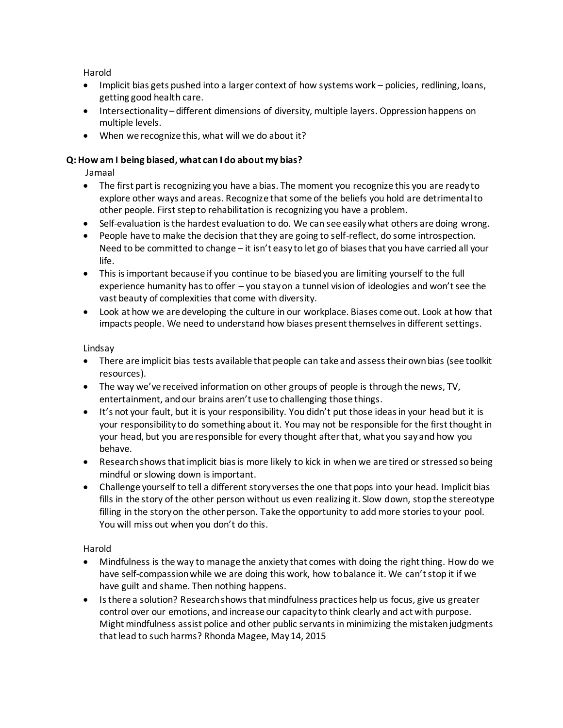Harold

- Implicit bias gets pushed into a larger context of how systems work – policies, redlining, loans, getting good health care.
- Intersectionality – different dimensions of diversity, multiple layers. Oppression happens on multiple levels.
- When we recognize this, what will we do about it?

**Q: How am I being biased, what can I do about my bias?**

Jamaal

- The first part is recognizing you have a bias. The moment you recognize this you are ready to explore other ways and areas. Recognize that some of the beliefs you hold are detrimental to other people. First step to rehabilitation is recognizing you have a problem.
- Self-evaluation is the hardest evaluation to do. We can see easily what others are doing wrong.
- People have to make the decision that they are going to self-reflect, do some introspection. Need to be committed to change – it isn't easy to let go of biases that you have carried all your life.
- This is important because if you continue to be biased you are limiting yourself to the full experience humanity has to offer – you stay on a tunnel vision of ideologies and won't see the vast beauty of complexities that come with diversity.
- Look at how we are developing the culture in our workplace. Biases come out. Look at how that impacts people. We need to understand how biases present themselves in different settings.

Lindsay

- There are implicit bias tests available that people can take and assess their own bias (see toolkit resources).
- The way we've received information on other groups of people is through the news, TV, entertainment, and our brains aren't use to challenging those things.
- It's not your fault, but it is your responsibility. You didn't put those ideas in your head but it is your responsibility to do something about it. You may not be responsible for the first thought in your head, but you are responsible for every thought after that, what you say and how you behave.
- Research shows that implicit bias is more likely to kick in when we are tired or stressed so being mindful or slowing down is important.
- Challenge yourself to tell a different story verses the one that pops into your head. Implicit bias fills in the story of the other person without us even realizing it. Slow down, stop the stereotype filling in the story on the other person. Take the opportunity to add more stories to your pool. You will miss out when you don't do this.

Harold

- Mindfulness is the way to manage the anxiety that comes with doing the right thing. How do we have self-compassion while we are doing this work, how to balance it. We can't stop it if we have guilt and shame. Then nothing happens.
- Is there a solution? Research shows that mindfulness practices help us focus, give us greater control over our emotions, and increase our capacity to think clearly and act with purpose. Might mindfulness assist police and other public servants in minimizing the mistaken judgments that lead to such harms? Rhonda Magee, May 14, 2015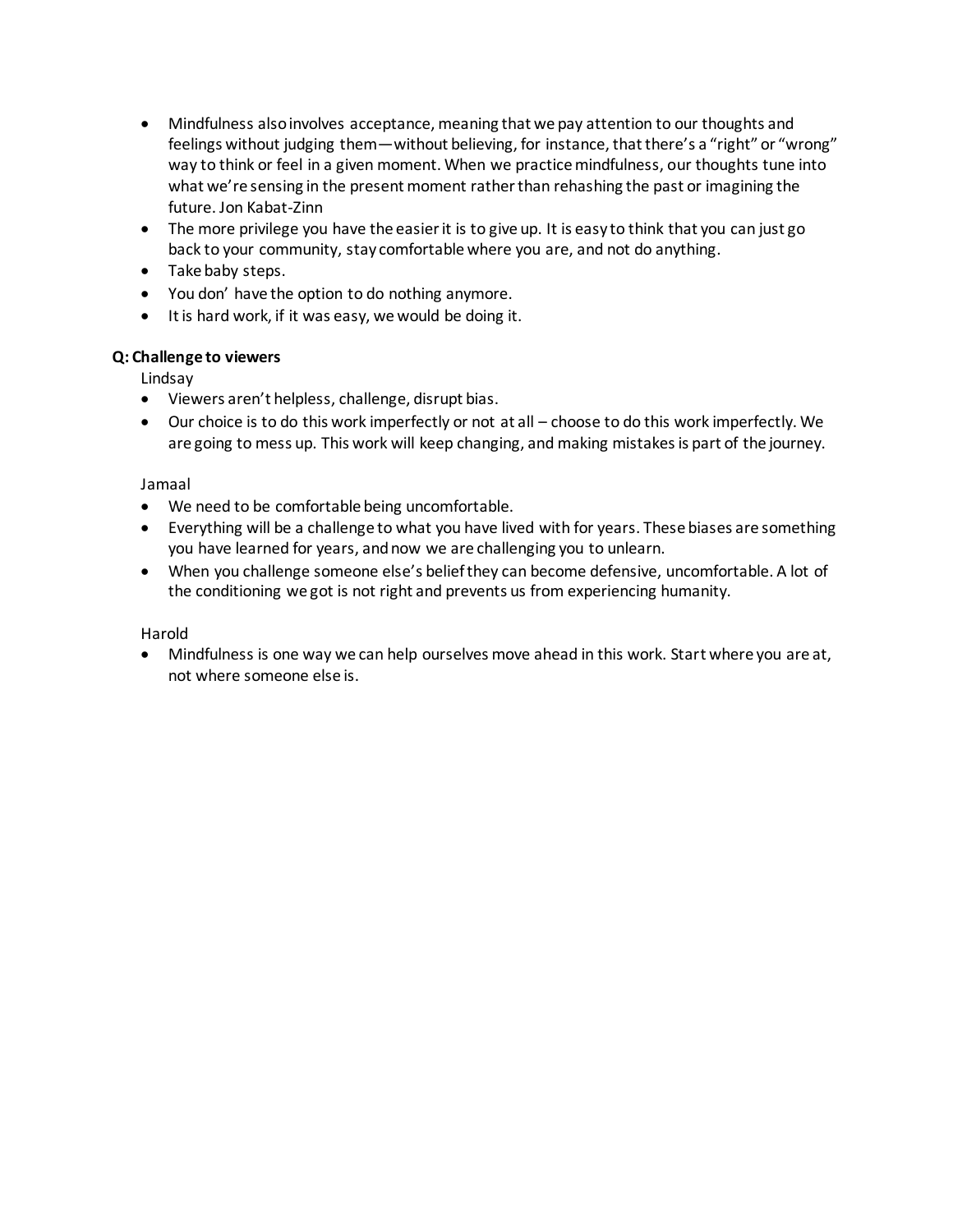- Mindfulness also involves acceptance, meaning that we pay attention to our thoughts and feelings without judging them—without believing, for instance, that there's a "right" or "wrong" way to think or feel in a given moment. When we practice mindfulness, our thoughts tune into what we're sensing in the present moment rather than rehashing the past or imagining the future. Jon Kabat-Zinn
- The more privilege you have the easier it is to give up. It is easy to think that you can just go back to your community, stay comfortable where you are, and not do anything.
- Take baby steps.
- You don' have the option to do nothing anymore.
- It is hard work, if it was easy, we would be doing it.

**Q: Challenge to viewers**

Lindsay

- Viewers aren't helpless, challenge, disrupt bias.
- Our choice is to do this work imperfectly or not at all – choose to do this work imperfectly. We are going to mess up. This work will keep changing, and making mistakes is part of the journey.

Jamaal

- We need to be comfortable being uncomfortable.
- Everything will be a challenge to what you have lived with for years. These biases are something you have learned for years, and now we are challenging you to unlearn.
- When you challenge someone else's belief they can become defensive, uncomfortable. A lot of the conditioning we got is not right and prevents us from experiencing humanity.

Harold

- Mindfulness is one way we can help ourselves move ahead in this work. Start where you are at, not where someone else is.